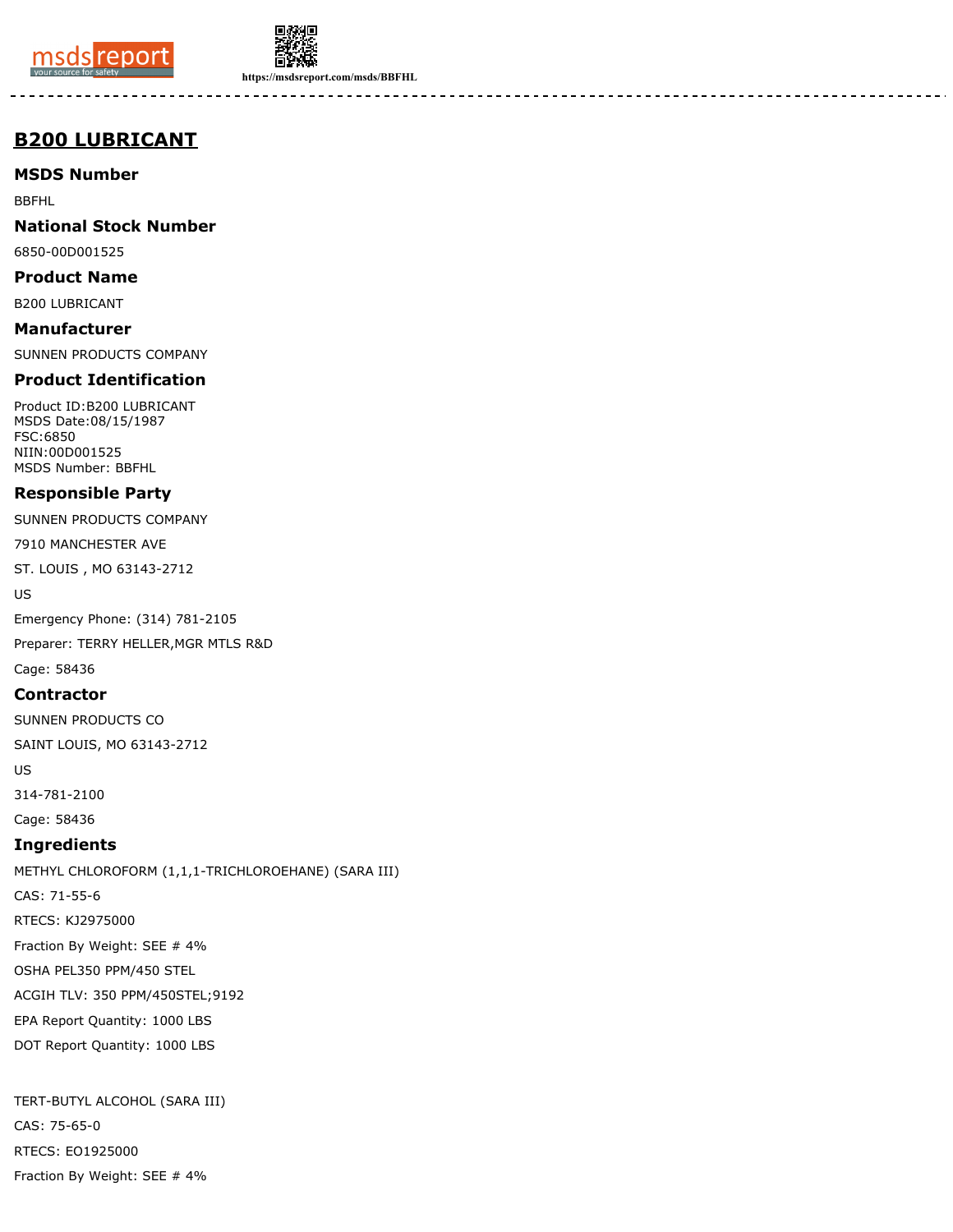# B200 LUBRICANT

## MSDS Number

BBFHL

## National Stock Number

6850-00D001525

## Product Name

B200 LUBRICANT

## Manufacturer

SUNNEN PRODUCTS COMPANY

## Product Identification

Product ID:B200 LUBRICANT
MSDS Date:08/15/1987
FSC:6850
NIIN:00D001525
MSDS Number: BBFHL

## Responsible Party

SUNNEN PRODUCTS COMPANY

7910 MANCHESTER AVE

ST. LOUIS , MO 63143-2712

US

Emergency Phone: (314) 781-2105

Preparer: TERRY HELLER,MGR MTLS R&D

Cage: 58436

## Contractor

SUNNEN PRODUCTS CO

SAINT LOUIS, MO 63143-2712

US

314-781-2100

Cage: 58436

## Ingredients

METHYL CHLOROFORM (1,1,1-TRICHLOROEHANE) (SARA III)

CAS: 71-55-6

RTECS: KJ2975000

Fraction By Weight: SEE # 4%

OSHA PEL350 PPM/450 STEL

ACGIH TLV: 350 PPM/450STEL;9192

EPA Report Quantity: 1000 LBS

DOT Report Quantity: 1000 LBS

TERT-BUTYL ALCOHOL (SARA III)

CAS: 75-65-0

RTECS: EO1925000

Fraction By Weight: SEE # 4%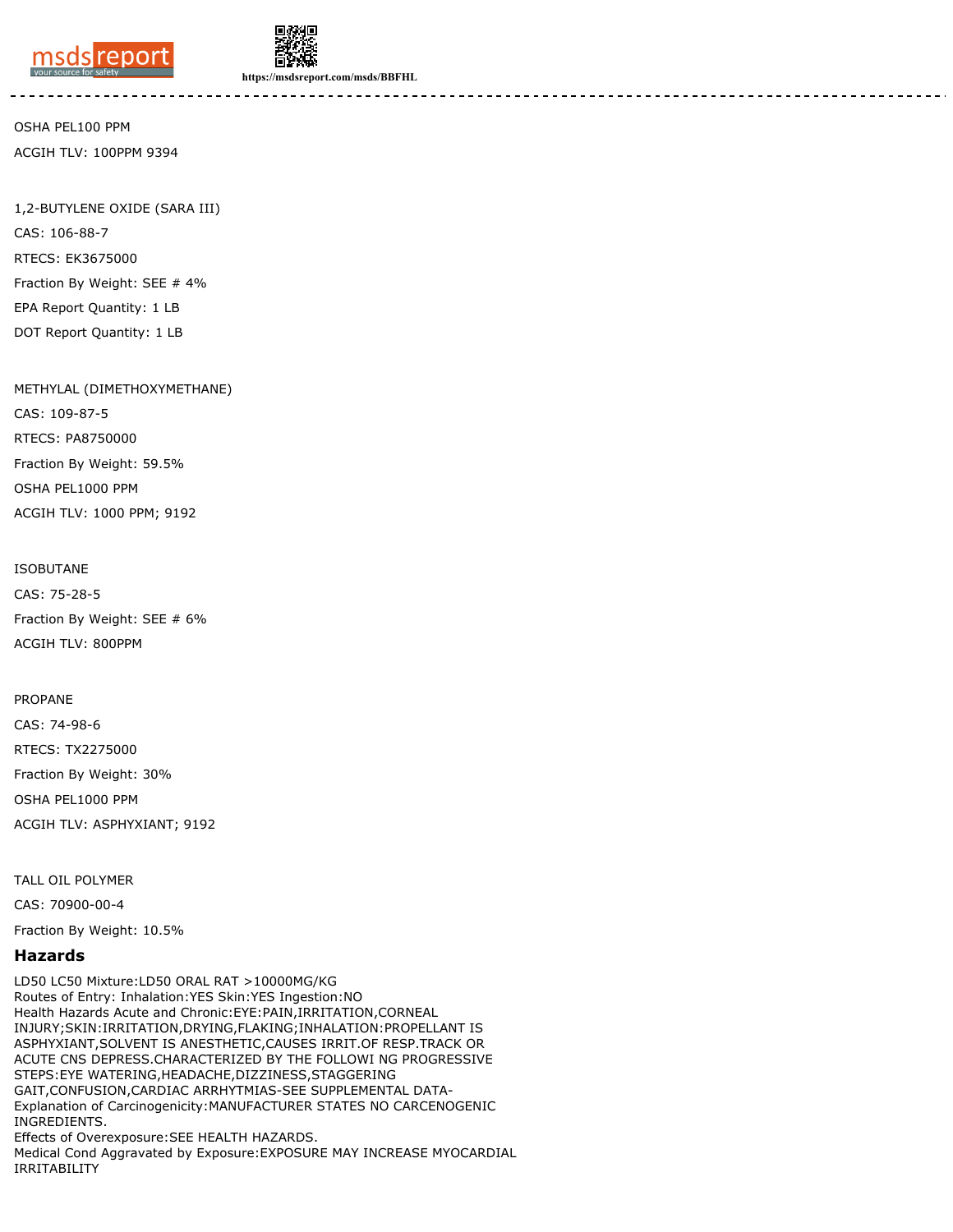OSHA PEL100 PPM

ACGIH TLV: 100PPM 9394

1,2-BUTYLENE OXIDE (SARA III)

CAS: 106-88-7

RTECS: EK3675000

Fraction By Weight: SEE # 4%

EPA Report Quantity: 1 LB

DOT Report Quantity: 1 LB

METHYLAL (DIMETHOXYMETHANE)

CAS: 109-87-5

RTECS: PA8750000

Fraction By Weight: 59.5%

OSHA PEL1000 PPM

ACGIH TLV: 1000 PPM; 9192

ISOBUTANE

CAS: 75-28-5

Fraction By Weight: SEE # 6%

ACGIH TLV: 800PPM

PROPANE

CAS: 74-98-6

RTECS: TX2275000

Fraction By Weight: 30%

OSHA PEL1000 PPM

ACGIH TLV: ASPHYXIANT; 9192

TALL OIL POLYMER

CAS: 70900-00-4

Fraction By Weight: 10.5%

## Hazards

LD50 LC50 Mixture:LD50 ORAL RAT >10000MG/KG
Routes of Entry: Inhalation:YES Skin:YES Ingestion:NO
Health Hazards Acute and Chronic:EYE:PAIN,IRRITATION,CORNEAL INJURY;SKIN:IRRITATION,DRYING,FLAKING;INHALATION:PROPELLANT IS ASPHYXIANT,SOLVENT IS ANESTHETIC,CAUSES IRRIT.OF RESP.TRACK OR ACUTE CNS DEPRESS.CHARACTERIZED BY THE FOLLOWI NG PROGRESSIVE STEPS:EYE WATERING,HEADACHE,DIZZINESS,STAGGERING GAIT,CONFUSION,CARDIAC ARRHYTMIAS-SEE SUPPLEMENTAL DATA-
Explanation of Carcinogenicity:MANUFACTURER STATES NO CARCENOGENIC INGREDIENTS.
Effects of Overexposure:SEE HEALTH HAZARDS.
Medical Cond Aggravated by Exposure:EXPOSURE MAY INCREASE MYOCARDIAL IRRITABILITY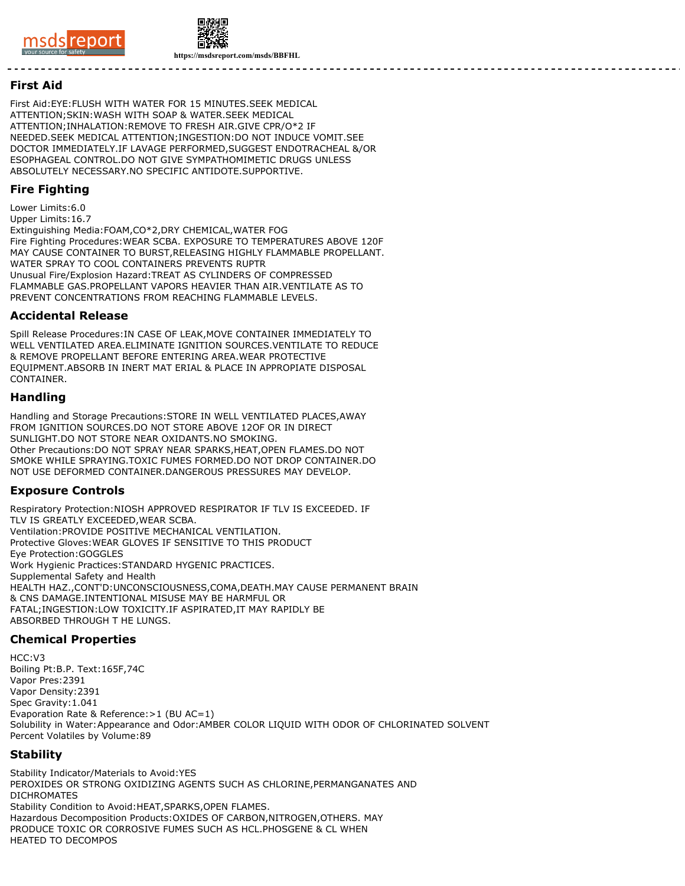## First Aid

First Aid:EYE:FLUSH WITH WATER FOR 15 MINUTES.SEEK MEDICAL ATTENTION;SKIN:WASH WITH SOAP & WATER.SEEK MEDICAL ATTENTION;INHALATION:REMOVE TO FRESH AIR.GIVE CPR/O*2 IF NEEDED.SEEK MEDICAL ATTENTION;INGESTION:DO NOT INDUCE VOMIT.SEE DOCTOR IMMEDIATELY.IF LAVAGE PERFORMED,SUGGEST ENDOTRACHEAL &/OR ESOPHAGEAL CONTROL.DO NOT GIVE SYMPATHOMIMETIC DRUGS UNLESS ABSOLUTELY NECESSARY.NO SPECIFIC ANTIDOTE.SUPPORTIVE.

## Fire Fighting

Lower Limits:6.0
Upper Limits:16.7
Extinguishing Media:FOAM,CO*2,DRY CHEMICAL,WATER FOG
Fire Fighting Procedures:WEAR SCBA. EXPOSURE TO TEMPERATURES ABOVE 120F MAY CAUSE CONTAINER TO BURST,RELEASING HIGHLY FLAMMABLE PROPELLANT. WATER SPRAY TO COOL CONTAINERS PREVENTS RUPTR
Unusual Fire/Explosion Hazard:TREAT AS CYLINDERS OF COMPRESSED FLAMMABLE GAS.PROPELLANT VAPORS HEAVIER THAN AIR.VENTILATE AS TO PREVENT CONCENTRATIONS FROM REACHING FLAMMABLE LEVELS.

## Accidental Release

Spill Release Procedures:IN CASE OF LEAK,MOVE CONTAINER IMMEDIATELY TO WELL VENTILATED AREA.ELIMINATE IGNITION SOURCES.VENTILATE TO REDUCE & REMOVE PROPELLANT BEFORE ENTERING AREA.WEAR PROTECTIVE EQUIPMENT.ABSORB IN INERT MAT ERIAL & PLACE IN APPROPIATE DISPOSAL CONTAINER.

## Handling

Handling and Storage Precautions:STORE IN WELL VENTILATED PLACES,AWAY FROM IGNITION SOURCES.DO NOT STORE ABOVE 12OF OR IN DIRECT SUNLIGHT.DO NOT STORE NEAR OXIDANTS.NO SMOKING.
Other Precautions:DO NOT SPRAY NEAR SPARKS,HEAT,OPEN FLAMES.DO NOT SMOKE WHILE SPRAYING.TOXIC FUMES FORMED.DO NOT DROP CONTAINER.DO NOT USE DEFORMED CONTAINER.DANGEROUS PRESSURES MAY DEVELOP.

## Exposure Controls

Respiratory Protection:NIOSH APPROVED RESPIRATOR IF TLV IS EXCEEDED. IF TLV IS GREATLY EXCEEDED,WEAR SCBA.
Ventilation:PROVIDE POSITIVE MECHANICAL VENTILATION.
Protective Gloves:WEAR GLOVES IF SENSITIVE TO THIS PRODUCT
Eye Protection:GOGGLES
Work Hygienic Practices:STANDARD HYGENIC PRACTICES.
Supplemental Safety and Health
HEALTH HAZ.,CONT'D:UNCONSCIOUSNESS,COMA,DEATH.MAY CAUSE PERMANENT BRAIN & CNS DAMAGE.INTENTIONAL MISUSE MAY BE HARMFUL OR FATAL;INGESTION:LOW TOXICITY.IF ASPIRATED,IT MAY RAPIDLY BE ABSORBED THROUGH T HE LUNGS.

## Chemical Properties

HCC:V3
Boiling Pt:B.P. Text:165F,74C
Vapor Pres:2391
Vapor Density:2391
Spec Gravity:1.041
Evaporation Rate & Reference:>1 (BU AC=1)
Solubility in Water:Appearance and Odor:AMBER COLOR LIQUID WITH ODOR OF CHLORINATED SOLVENT
Percent Volatiles by Volume:89

## Stability

Stability Indicator/Materials to Avoid:YES
PEROXIDES OR STRONG OXIDIZING AGENTS SUCH AS CHLORINE,PERMANGANATES AND DICHROMATES
Stability Condition to Avoid:HEAT,SPARKS,OPEN FLAMES.
Hazardous Decomposition Products:OXIDES OF CARBON,NITROGEN,OTHERS. MAY PRODUCE TOXIC OR CORROSIVE FUMES SUCH AS HCL.PHOSGENE & CL WHEN HEATED TO DECOMPOS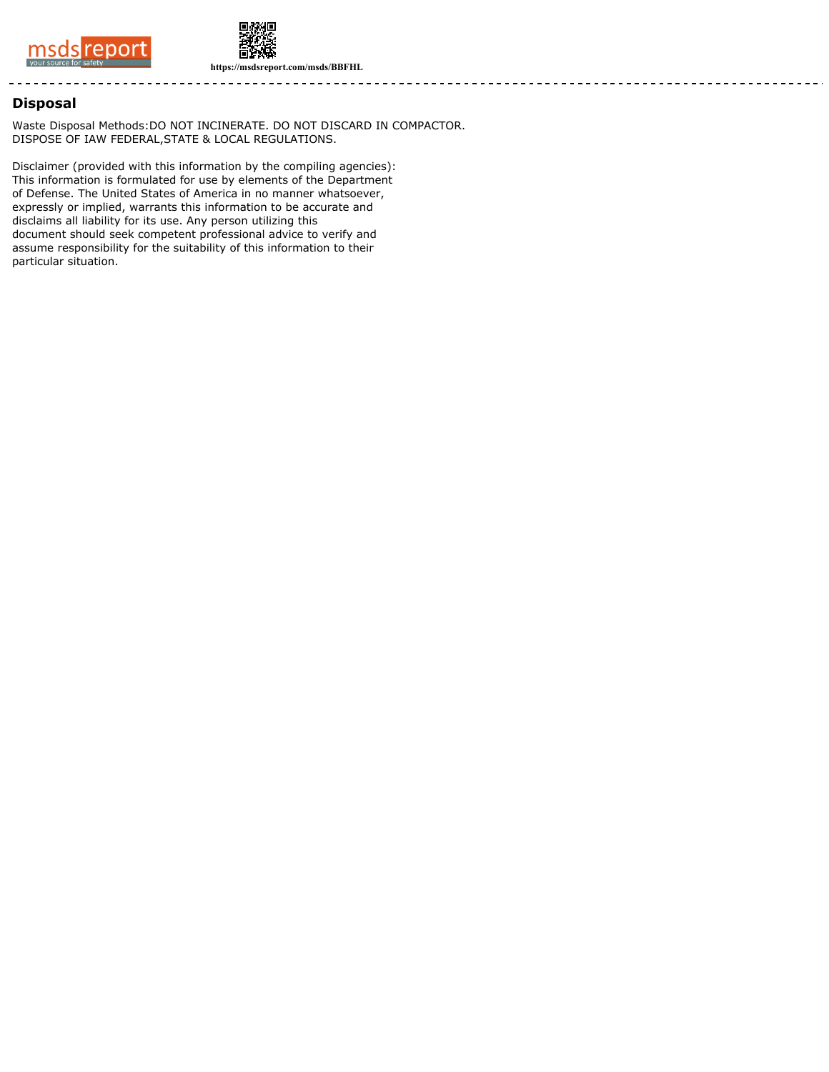## Disposal

Waste Disposal Methods:DO NOT INCINERATE. DO NOT DISCARD IN COMPACTOR. DISPOSE OF IAW FEDERAL,STATE & LOCAL REGULATIONS.

Disclaimer (provided with this information by the compiling agencies): This information is formulated for use by elements of the Department of Defense. The United States of America in no manner whatsoever, expressly or implied, warrants this information to be accurate and disclaims all liability for its use. Any person utilizing this document should seek competent professional advice to verify and assume responsibility for the suitability of this information to their particular situation.